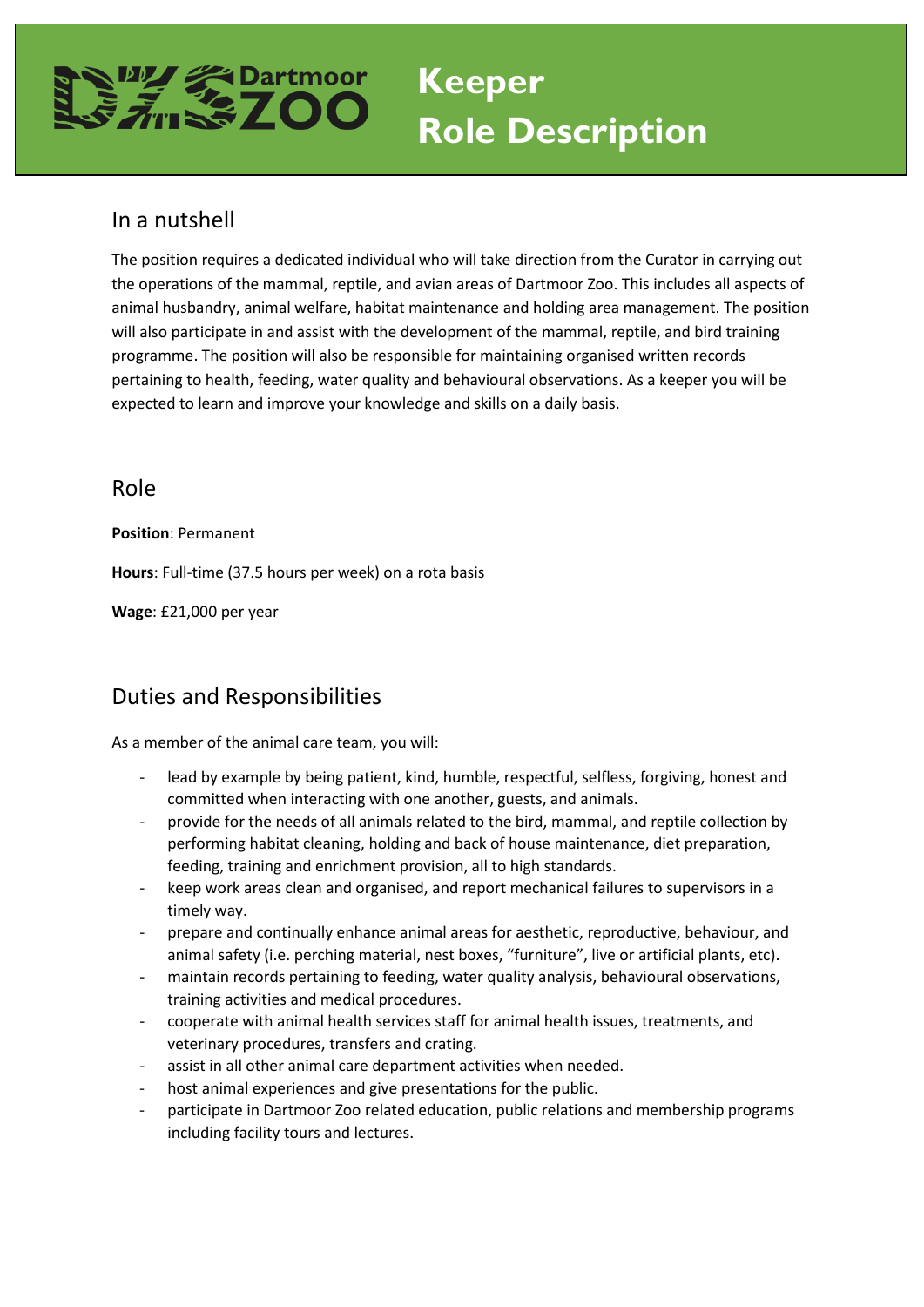# Dartmoor Zoo

# Keeper Role Description

## In a nutshell

The position requires a dedicated individual who will take direction from the Curator in carrying out the operations of the mammal, reptile, and avian areas of Dartmoor Zoo. This includes all aspects of animal husbandry, animal welfare, habitat maintenance and holding area management. The position will also participate in and assist with the development of the mammal, reptile, and bird training programme. The position will also be responsible for maintaining organised written records pertaining to health, feeding, water quality and behavioural observations. As a keeper you will be expected to learn and improve your knowledge and skills on a daily basis.

## Role

**Position**: Permanent

**Hours**: Full-time (37.5 hours per week) on a rota basis

**Wage**: £21,000 per year

## Duties and Responsibilities

As a member of the animal care team, you will:

- lead by example by being patient, kind, humble, respectful, selfless, forgiving, honest and committed when interacting with one another, guests, and animals.
- provide for the needs of all animals related to the bird, mammal, and reptile collection by performing habitat cleaning, holding and back of house maintenance, diet preparation, feeding, training and enrichment provision, all to high standards.
- keep work areas clean and organised, and report mechanical failures to supervisors in a timely way.
- prepare and continually enhance animal areas for aesthetic, reproductive, behaviour, and animal safety (i.e. perching material, nest boxes, "furniture", live or artificial plants, etc).
- maintain records pertaining to feeding, water quality analysis, behavioural observations, training activities and medical procedures.
- cooperate with animal health services staff for animal health issues, treatments, and veterinary procedures, transfers and crating.
- assist in all other animal care department activities when needed.
- host animal experiences and give presentations for the public.
- participate in Dartmoor Zoo related education, public relations and membership programs including facility tours and lectures.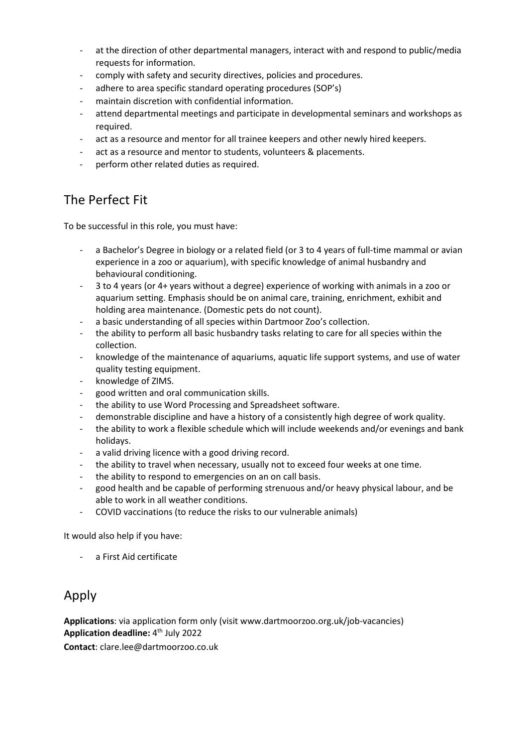- at the direction of other departmental managers, interact with and respond to public/media requests for information.
- comply with safety and security directives, policies and procedures.
- adhere to area specific standard operating procedures (SOP's)
- maintain discretion with confidential information.
- attend departmental meetings and participate in developmental seminars and workshops as required.
- act as a resource and mentor for all trainee keepers and other newly hired keepers.
- act as a resource and mentor to students, volunteers & placements.
- perform other related duties as required.

## The Perfect Fit

To be successful in this role, you must have:

- a Bachelor's Degree in biology or a related field (or 3 to 4 years of full-time mammal or avian experience in a zoo or aquarium), with specific knowledge of animal husbandry and behavioural conditioning.
- 3 to 4 years (or 4+ years without a degree) experience of working with animals in a zoo or aquarium setting. Emphasis should be on animal care, training, enrichment, exhibit and holding area maintenance. (Domestic pets do not count).
- a basic understanding of all species within Dartmoor Zoo's collection.
- the ability to perform all basic husbandry tasks relating to care for all species within the collection.
- knowledge of the maintenance of aquariums, aquatic life support systems, and use of water quality testing equipment.
- knowledge of ZIMS.
- good written and oral communication skills.
- the ability to use Word Processing and Spreadsheet software.
- demonstrable discipline and have a history of a consistently high degree of work quality.
- the ability to work a flexible schedule which will include weekends and/or evenings and bank holidays.
- a valid driving licence with a good driving record.
- the ability to travel when necessary, usually not to exceed four weeks at one time.
- the ability to respond to emergencies on an on call basis.
- good health and be capable of performing strenuous and/or heavy physical labour, and be able to work in all weather conditions.
- COVID vaccinations (to reduce the risks to our vulnerable animals)

It would also help if you have:

- a First Aid certificate

## Apply

**Applications**: via application form only (visit www.dartmoorzoo.org.uk/job-vacancies)
**Application deadline:** 4th July 2022
**Contact**: clare.lee@dartmoorzoo.co.uk